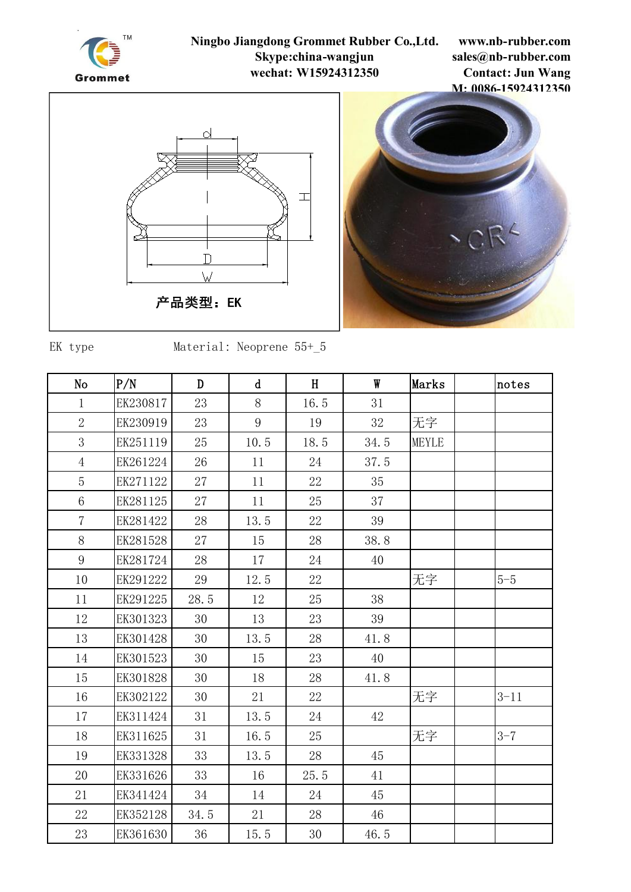Grommet

**Ningbo Jiangdong Grommet Rubber Co.,Ltd.**
**Skype:china-wangjun**
**wechat: W15924312350**

**www.nb-rubber.com**
**sales@nb-rubber.com**
**Contact: Jun Wang**
**M: 0086-15924312350**

产品类型：EK

EK type　　　　　Material: Neoprene 55+_5

| No | P/N | D | d | H | W | Marks | | notes |
|---|---|---|---|---|---|---|---|---|
| 1 | EK230817 | 23 | 8 | 16.5 | 31 | | | |
| 2 | EK230919 | 23 | 9 | 19 | 32 | 无字 | | |
| 3 | EK251119 | 25 | 10.5 | 18.5 | 34.5 | MEYLE | | |
| 4 | EK261224 | 26 | 11 | 24 | 37.5 | | | |
| 5 | EK271122 | 27 | 11 | 22 | 35 | | | |
| 6 | EK281125 | 27 | 11 | 25 | 37 | | | |
| 7 | EK281422 | 28 | 13.5 | 22 | 39 | | | |
| 8 | EK281528 | 27 | 15 | 28 | 38.8 | | | |
| 9 | EK281724 | 28 | 17 | 24 | 40 | | | |
| 10 | EK291222 | 29 | 12.5 | 22 | | 无字 | | 5-5 |
| 11 | EK291225 | 28.5 | 12 | 25 | 38 | | | |
| 12 | EK301323 | 30 | 13 | 23 | 39 | | | |
| 13 | EK301428 | 30 | 13.5 | 28 | 41.8 | | | |
| 14 | EK301523 | 30 | 15 | 23 | 40 | | | |
| 15 | EK301828 | 30 | 18 | 28 | 41.8 | | | |
| 16 | EK302122 | 30 | 21 | 22 | | 无字 | | 3-11 |
| 17 | EK311424 | 31 | 13.5 | 24 | 42 | | | |
| 18 | EK311625 | 31 | 16.5 | 25 | | 无字 | | 3-7 |
| 19 | EK331328 | 33 | 13.5 | 28 | 45 | | | |
| 20 | EK331626 | 33 | 16 | 25.5 | 41 | | | |
| 21 | EK341424 | 34 | 14 | 24 | 45 | | | |
| 22 | EK352128 | 34.5 | 21 | 28 | 46 | | | |
| 23 | EK361630 | 36 | 15.5 | 30 | 46.5 | | | |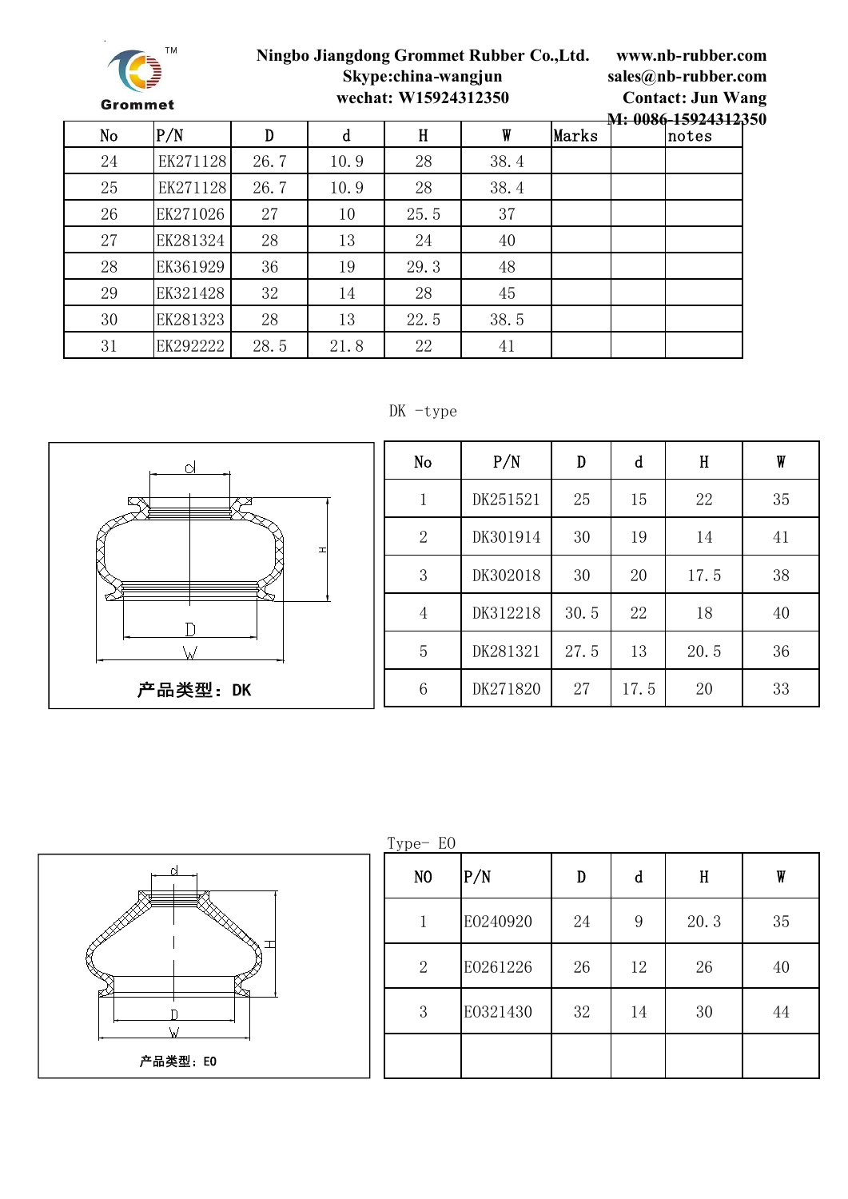| No | P/N | D | d | H | W | Marks | | notes |
|---|---|---|---|---|---|---|---|---|
| 24 | EK271128 | 26.7 | 10.9 | 28 | 38.4 | | | |
| 25 | EK271128 | 26.7 | 10.9 | 28 | 38.4 | | | |
| 26 | EK271026 | 27 | 10 | 25.5 | 37 | | | |
| 27 | EK281324 | 28 | 13 | 24 | 40 | | | |
| 28 | EK361929 | 36 | 19 | 29.3 | 48 | | | |
| 29 | EK321428 | 32 | 14 | 28 | 45 | | | |
| 30 | EK281323 | 28 | 13 | 22.5 | 38.5 | | | |
| 31 | EK292222 | 28.5 | 21.8 | 22 | 41 | | | |

DK -type

产品类型：DK

| No | P/N | D | d | H | W |
|---|---|---|---|---|---|
| 1 | DK251521 | 25 | 15 | 22 | 35 |
| 2 | DK301914 | 30 | 19 | 14 | 41 |
| 3 | DK302018 | 30 | 20 | 17.5 | 38 |
| 4 | DK312218 | 30.5 | 22 | 18 | 40 |
| 5 | DK281321 | 27.5 | 13 | 20.5 | 36 |
| 6 | DK271820 | 27 | 17.5 | 20 | 33 |

Type- EO

产品类型：EO

| NO | P/N | D | d | H | W |
|---|---|---|---|---|---|
| 1 | E0240920 | 24 | 9 | 20.3 | 35 |
| 2 | E0261226 | 26 | 12 | 26 | 40 |
| 3 | E0321430 | 32 | 14 | 30 | 44 |
| | | | | | |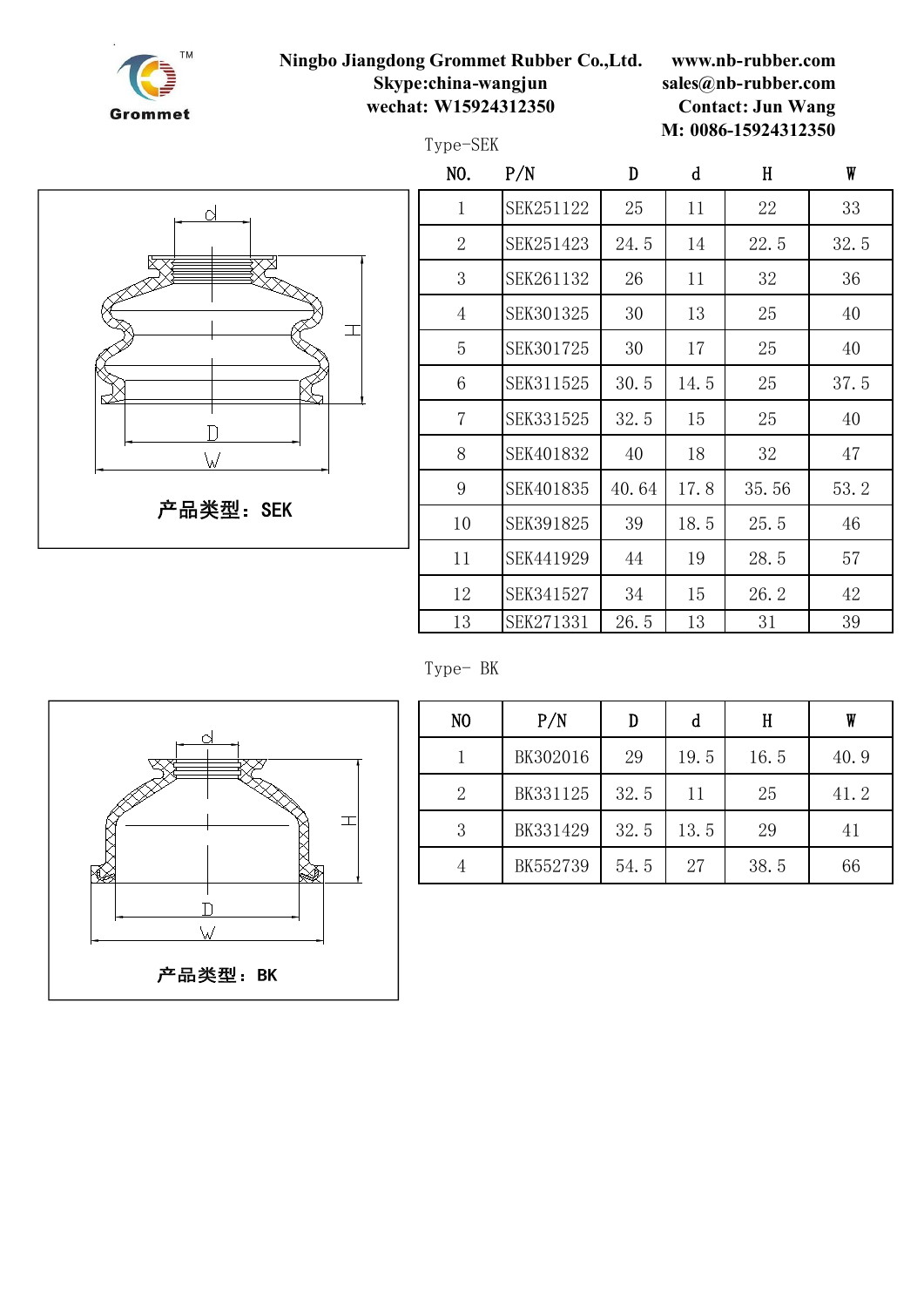Ningbo Jiangdong Grommet Rubber Co.,Ltd.
Skype:china-wangjun
wechat: W15924312350

www.nb-rubber.com
sales@nb-rubber.com
Contact: Jun Wang
M: 0086-15924312350

Type-SEK

产品类型：SEK

| NO. | P/N | D | d | H | W |
|---|---|---|---|---|---|
| 1 | SEK251122 | 25 | 11 | 22 | 33 |
| 2 | SEK251423 | 24.5 | 14 | 22.5 | 32.5 |
| 3 | SEK261132 | 26 | 11 | 32 | 36 |
| 4 | SEK301325 | 30 | 13 | 25 | 40 |
| 5 | SEK301725 | 30 | 17 | 25 | 40 |
| 6 | SEK311525 | 30.5 | 14.5 | 25 | 37.5 |
| 7 | SEK331525 | 32.5 | 15 | 25 | 40 |
| 8 | SEK401832 | 40 | 18 | 32 | 47 |
| 9 | SEK401835 | 40.64 | 17.8 | 35.56 | 53.2 |
| 10 | SEK391825 | 39 | 18.5 | 25.5 | 46 |
| 11 | SEK441929 | 44 | 19 | 28.5 | 57 |
| 12 | SEK341527 | 34 | 15 | 26.2 | 42 |
| 13 | SEK271331 | 26.5 | 13 | 31 | 39 |

Type- BK

产品类型：BK

| NO | P/N | D | d | H | W |
|---|---|---|---|---|---|
| 1 | BK302016 | 29 | 19.5 | 16.5 | 40.9 |
| 2 | BK331125 | 32.5 | 11 | 25 | 41.2 |
| 3 | BK331429 | 32.5 | 13.5 | 29 | 41 |
| 4 | BK552739 | 54.5 | 27 | 38.5 | 66 |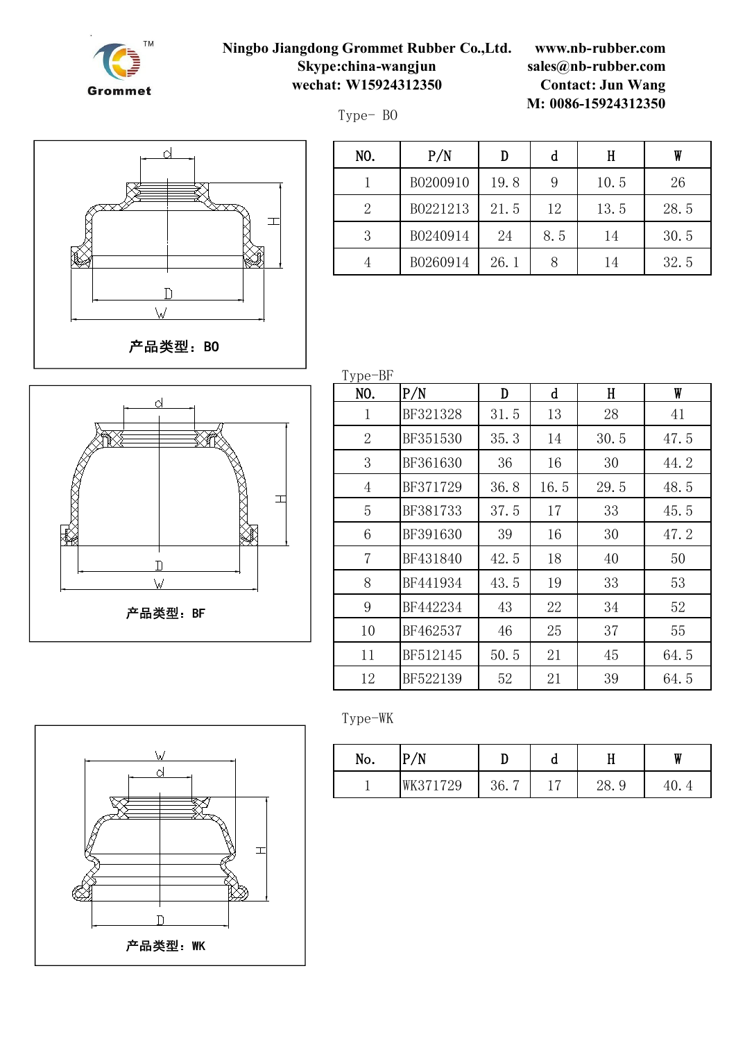Grommet™

**Ningbo Jiangdong Grommet Rubber Co.,Ltd.**
**Skype:china-wangjun**
**wechat: W15924312350**

**www.nb-rubber.com**
**sales@nb-rubber.com**
**Contact: Jun Wang**
**M: 0086-15924312350**

Type- BO

d
H
D
W

产品类型：BO

| NO. | P/N | D | d | H | W |
|---|---|---|---|---|---|
| 1 | B0200910 | 19.8 | 9 | 10.5 | 26 |
| 2 | B0221213 | 21.5 | 12 | 13.5 | 28.5 |
| 3 | B0240914 | 24 | 8.5 | 14 | 30.5 |
| 4 | B0260914 | 26.1 | 8 | 14 | 32.5 |

Type-BF

d
H
D
W

产品类型：BF

| NO. | P/N | D | d | H | W |
|---|---|---|---|---|---|
| 1 | BF321328 | 31.5 | 13 | 28 | 41 |
| 2 | BF351530 | 35.3 | 14 | 30.5 | 47.5 |
| 3 | BF361630 | 36 | 16 | 30 | 44.2 |
| 4 | BF371729 | 36.8 | 16.5 | 29.5 | 48.5 |
| 5 | BF381733 | 37.5 | 17 | 33 | 45.5 |
| 6 | BF391630 | 39 | 16 | 30 | 47.2 |
| 7 | BF431840 | 42.5 | 18 | 40 | 50 |
| 8 | BF441934 | 43.5 | 19 | 33 | 53 |
| 9 | BF442234 | 43 | 22 | 34 | 52 |
| 10 | BF462537 | 46 | 25 | 37 | 55 |
| 11 | BF512145 | 50.5 | 21 | 45 | 64.5 |
| 12 | BF522139 | 52 | 21 | 39 | 64.5 |

Type-WK

W
d
H
D

产品类型：WK

| No. | P/N | D | d | H | W |
|---|---|---|---|---|---|
| 1 | WK371729 | 36.7 | 17 | 28.9 | 40.4 |